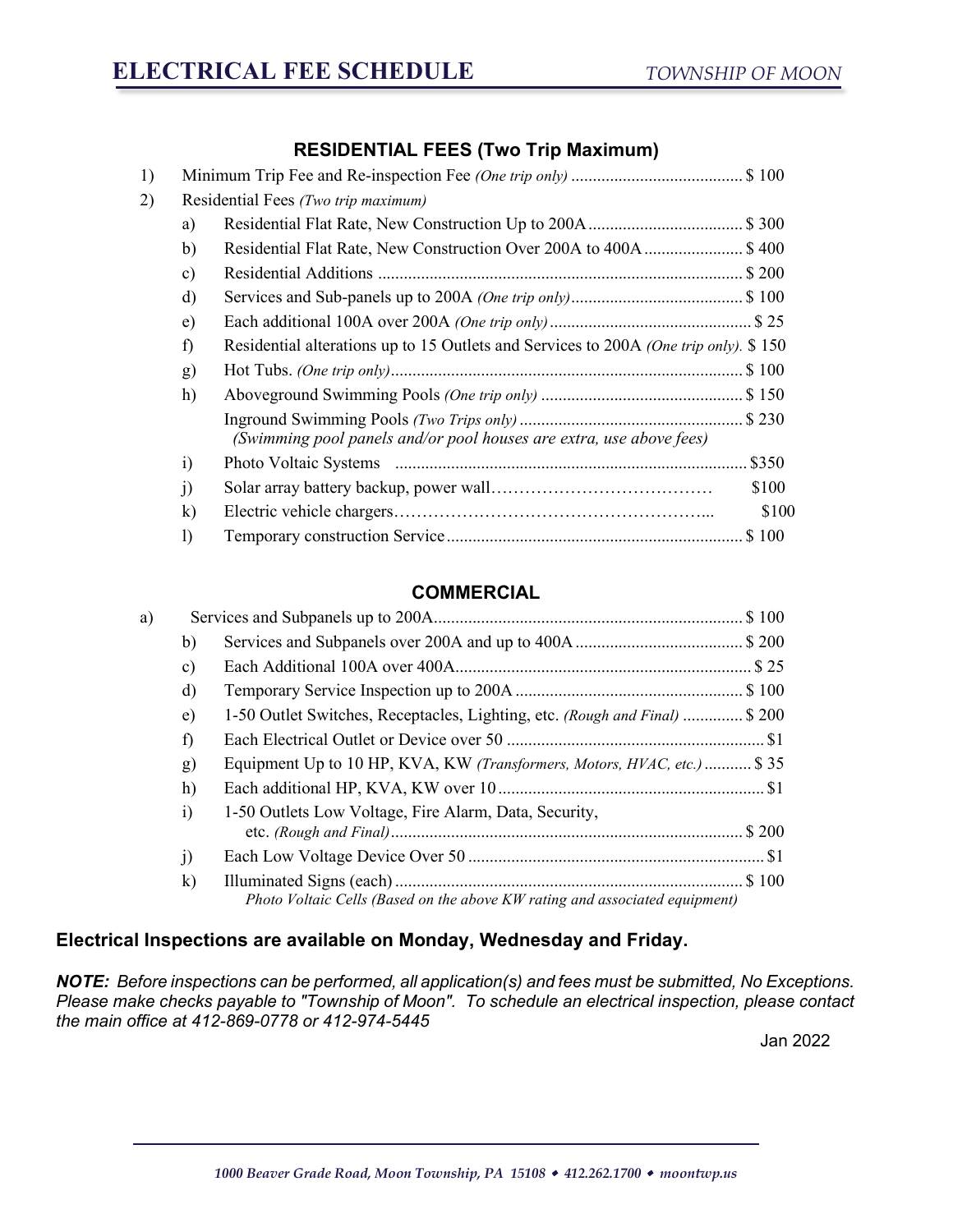# ELECTRICAL FEE SCHEDULE

*TOWNSHIP OF MOON*

## RESIDENTIAL FEES (Two Trip Maximum)

1) Minimum Trip Fee and Re-inspection Fee *(One trip only)* ........................................ $ 100

2) Residential Fees *(Two trip maximum)*

   a) Residential Flat Rate, New Construction Up to 200A .................................... $ 300
   
   b) Residential Flat Rate, New Construction Over 200A to 400A ....................... $ 400
   
   c) Residential Additions ..................................................................................... $ 200
   
   d) Services and Sub-panels up to 200A *(One trip only)* ........................................ $ 100
   
   e) Each additional 100A over 200A *(One trip only)* ............................................... $ 25
   
   f) Residential alterations up to 15 Outlets and Services to 200A *(One trip only)*. $ 150
   
   g) Hot Tubs. *(One trip only)* .................................................................................. $ 100
   
   h) Aboveground Swimming Pools *(One trip only)* ............................................... $ 150
   
   Inground Swimming Pools *(Two Trips only)* .................................................... $ 230
   *(Swimming pool panels and/or pool houses are extra, use above fees)*
   
   i) Photo Voltaic Systems .................................................................................. $350
   
   j) Solar array battery backup, power wall………………………………… $100
   
   k) Electric vehicle chargers………………………………………………... $100
   
   l) Temporary construction Service ..................................................................... $ 100

## COMMERCIAL

a) Services and Subpanels up to 200A........................................................................ $ 100

b) Services and Subpanels over 200A and up to 400A ....................................... $ 200

c) Each Additional 100A over 400A..................................................................... $ 25

d) Temporary Service Inspection up to 200A ..................................................... $ 100

e) 1-50 Outlet Switches, Receptacles, Lighting, etc. *(Rough and Final)* .............. $ 200

f) Each Electrical Outlet or Device over 50 ............................................................ $1

g) Equipment Up to 10 HP, KVA, KW *(Transformers, Motors, HVAC, etc.)* ........... $ 35

h) Each additional HP, KVA, KW over 10 .............................................................. $1

i) 1-50 Outlets Low Voltage, Fire Alarm, Data, Security, etc. *(Rough and Final)* .................................................................................. $ 200

j) Each Low Voltage Device Over 50 ..................................................................... $1

k) Illuminated Signs (each) ................................................................................. $ 100
   *Photo Voltaic Cells (Based on the above KW rating and associated equipment)*

**Electrical Inspections are available on Monday, Wednesday and Friday.**

***NOTE:*** *Before inspections can be performed, all application(s) and fees must be submitted, No Exceptions. Please make checks payable to "Township of Moon". To schedule an electrical inspection, please contact the main office at 412-869-0778 or 412-974-5445*

Jan 2022

*1000 Beaver Grade Road, Moon Township, PA 15108 ◆ 412.262.1700 ◆ moontwp.us*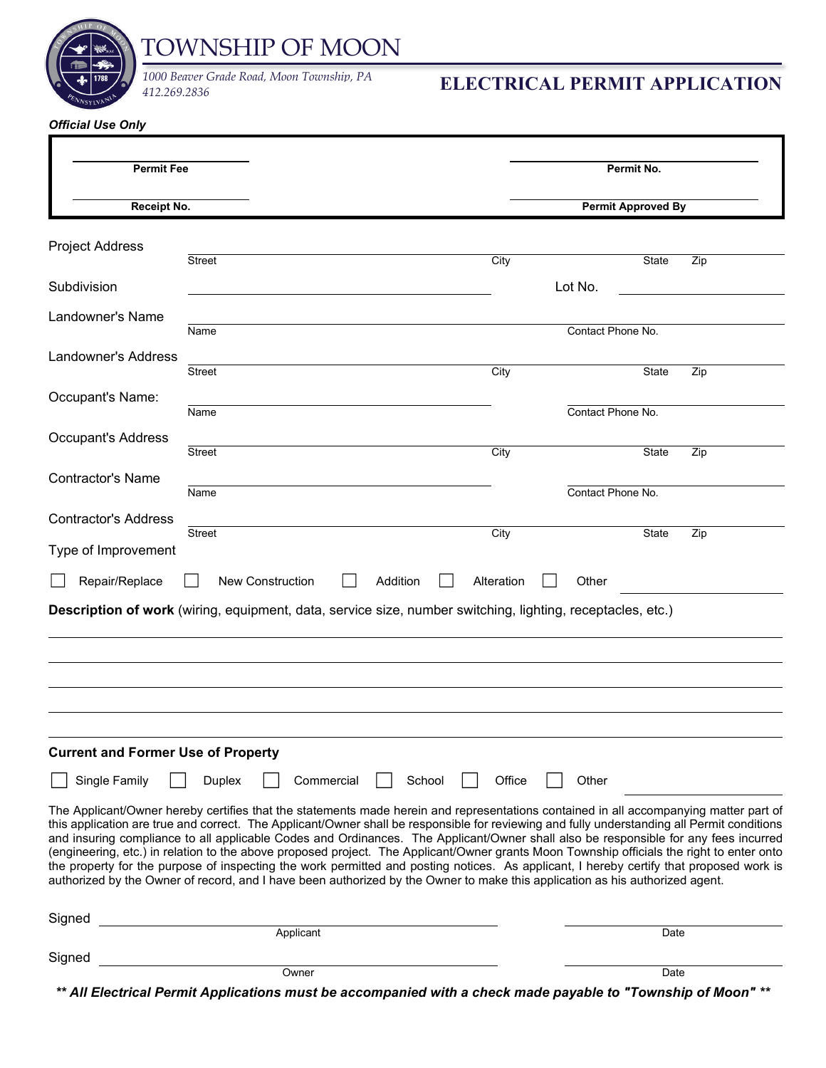# TOWNSHIP OF MOON

*1000 Beaver Grade Road, Moon Township, PA*
*412.269.2836*

## ELECTRICAL PERMIT APPLICATION

***Official Use Only***

| | |
|---|---|
| **Permit Fee** ________ | **Permit No.** ________ |
| **Receipt No.** ________ | **Permit Approved By** ________ |

Project Address ______________________________
Street | City | State | Zip

Subdivision ______________________________ Lot No. ________

Landowner's Name ______________________________
Name | Contact Phone No.

Landowner's Address ______________________________
Street | City | State | Zip

Occupant's Name: ______________________________
Name | Contact Phone No.

Occupant's Address ______________________________
Street | City | State | Zip

Contractor's Name ______________________________
Name | Contact Phone No.

Contractor's Address ______________________________
Street | City | State | Zip

Type of Improvement

☐ Repair/Replace ☐ New Construction ☐ Addition ☐ Alteration ☐ Other ________

**Description of work** (wiring, equipment, data, service size, number switching, lighting, receptacles, etc.)

______________________________
______________________________
______________________________
______________________________
______________________________

**Current and Former Use of Property**

☐ Single Family ☐ Duplex ☐ Commercial ☐ School ☐ Office ☐ Other ________

The Applicant/Owner hereby certifies that the statements made herein and representations contained in all accompanying matter part of this application are true and correct. The Applicant/Owner shall be responsible for reviewing and fully understanding all Permit conditions and insuring compliance to all applicable Codes and Ordinances. The Applicant/Owner shall also be responsible for any fees incurred (engineering, etc.) in relation to the above proposed project. The Applicant/Owner grants Moon Township officials the right to enter onto the property for the purpose of inspecting the work permitted and posting notices. As applicant, I hereby certify that proposed work is authorized by the Owner of record, and I have been authorized by the Owner to make this application as his authorized agent.

Signed ______________________________ ________________
Applicant | Date

Signed ______________________________ ________________
Owner | Date

***\*\* All Electrical Permit Applications must be accompanied with a check made payable to "Township of Moon" \*\****